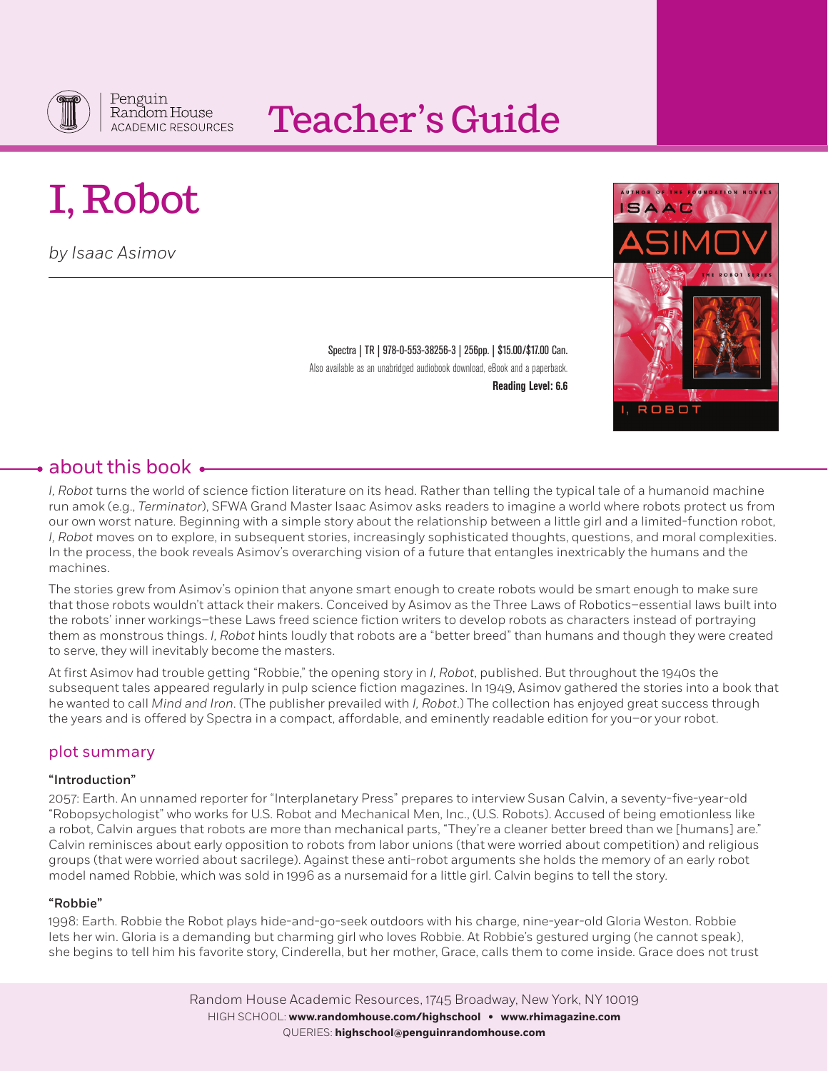Penguin Random House ACADEMIC RESOURCES

# Teacher's Guide

# I, Robot

*by Isaac Asimov*

Spectra | TR | 978-0-553-38256-3 | 256pp. | $15.00/$17.00 Can.
Also available as an unabridged audiobook download, eBook and a paperback.
**Reading Level: 6.6**

## about this book

*I, Robot* turns the world of science fiction literature on its head. Rather than telling the typical tale of a humanoid machine run amok (e.g., *Terminator*), SFWA Grand Master Isaac Asimov asks readers to imagine a world where robots protect us from our own worst nature. Beginning with a simple story about the relationship between a little girl and a limited-function robot, *I, Robot* moves on to explore, in subsequent stories, increasingly sophisticated thoughts, questions, and moral complexities. In the process, the book reveals Asimov's overarching vision of a future that entangles inextricably the humans and the machines.

The stories grew from Asimov's opinion that anyone smart enough to create robots would be smart enough to make sure that those robots wouldn't attack their makers. Conceived by Asimov as the Three Laws of Robotics—essential laws built into the robots' inner workings—these Laws freed science fiction writers to develop robots as characters instead of portraying them as monstrous things. *I, Robot* hints loudly that robots are a "better breed" than humans and though they were created to serve, they will inevitably become the masters.

At first Asimov had trouble getting "Robbie," the opening story in *I, Robot*, published. But throughout the 1940s the subsequent tales appeared regularly in pulp science fiction magazines. In 1949, Asimov gathered the stories into a book that he wanted to call *Mind and Iron*. (The publisher prevailed with *I, Robot*.) The collection has enjoyed great success through the years and is offered by Spectra in a compact, affordable, and eminently readable edition for you—or your robot.

## plot summary

### "Introduction"

2057: Earth. An unnamed reporter for "Interplanetary Press" prepares to interview Susan Calvin, a seventy-five-year-old "Robopsychologist" who works for U.S. Robot and Mechanical Men, Inc., (U.S. Robots). Accused of being emotionless like a robot, Calvin argues that robots are more than mechanical parts, "They're a cleaner better breed than we [humans] are." Calvin reminisces about early opposition to robots from labor unions (that were worried about competition) and religious groups (that were worried about sacrilege). Against these anti-robot arguments she holds the memory of an early robot model named Robbie, which was sold in 1996 as a nursemaid for a little girl. Calvin begins to tell the story.

### "Robbie"

1998: Earth. Robbie the Robot plays hide-and-go-seek outdoors with his charge, nine-year-old Gloria Weston. Robbie lets her win. Gloria is a demanding but charming girl who loves Robbie. At Robbie's gestured urging (he cannot speak), she begins to tell him his favorite story, Cinderella, but her mother, Grace, calls them to come inside. Grace does not trust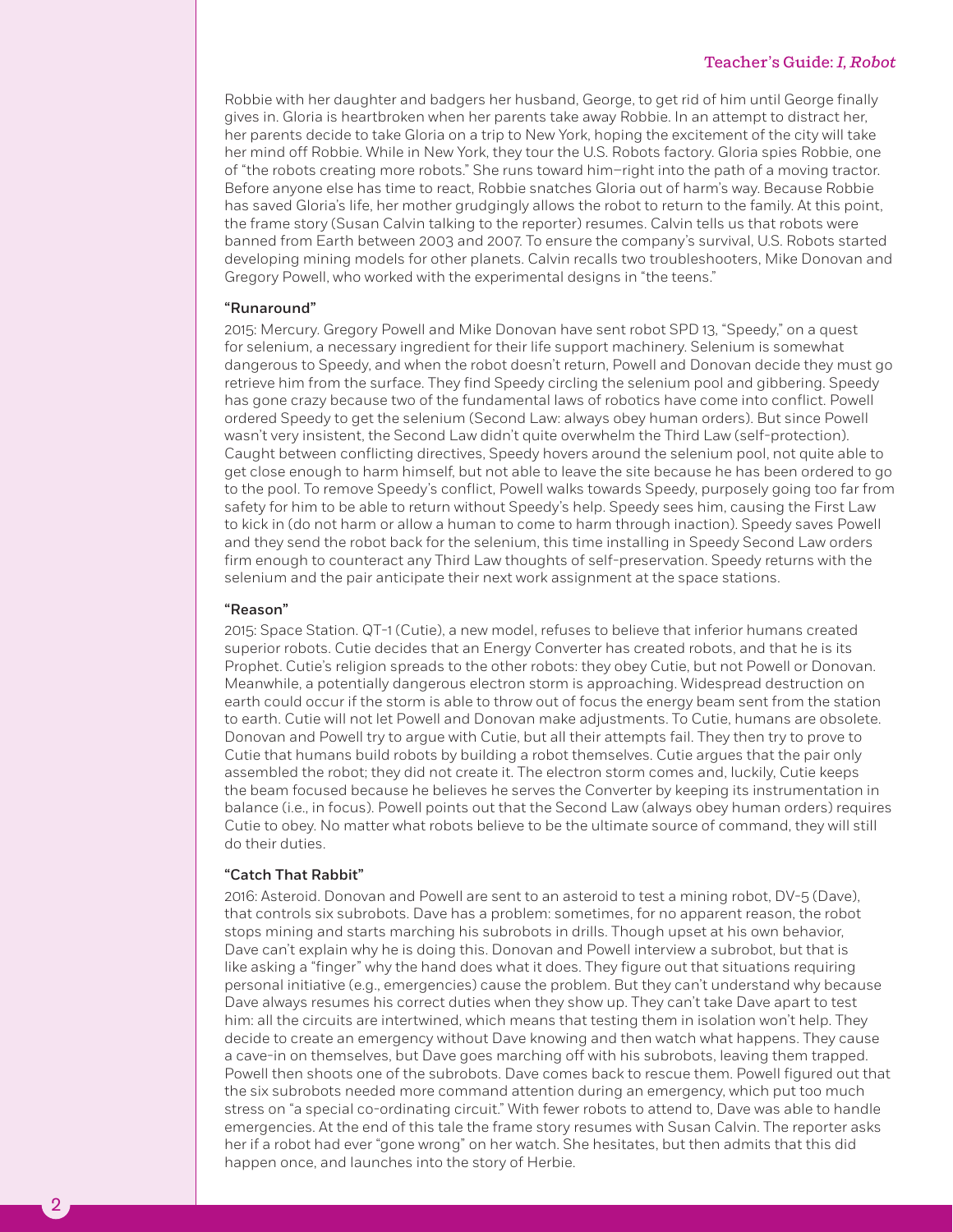Robbie with her daughter and badgers her husband, George, to get rid of him until George finally gives in. Gloria is heartbroken when her parents take away Robbie. In an attempt to distract her, her parents decide to take Gloria on a trip to New York, hoping the excitement of the city will take her mind off Robbie. While in New York, they tour the U.S. Robots factory. Gloria spies Robbie, one of "the robots creating more robots." She runs toward him—right into the path of a moving tractor. Before anyone else has time to react, Robbie snatches Gloria out of harm's way. Because Robbie has saved Gloria's life, her mother grudgingly allows the robot to return to the family. At this point, the frame story (Susan Calvin talking to the reporter) resumes. Calvin tells us that robots were banned from Earth between 2003 and 2007. To ensure the company's survival, U.S. Robots started developing mining models for other planets. Calvin recalls two troubleshooters, Mike Donovan and Gregory Powell, who worked with the experimental designs in "the teens."

### "Runaround"

2015: Mercury. Gregory Powell and Mike Donovan have sent robot SPD 13, "Speedy," on a quest for selenium, a necessary ingredient for their life support machinery. Selenium is somewhat dangerous to Speedy, and when the robot doesn't return, Powell and Donovan decide they must go retrieve him from the surface. They find Speedy circling the selenium pool and gibbering. Speedy has gone crazy because two of the fundamental laws of robotics have come into conflict. Powell ordered Speedy to get the selenium (Second Law: always obey human orders). But since Powell wasn't very insistent, the Second Law didn't quite overwhelm the Third Law (self-protection). Caught between conflicting directives, Speedy hovers around the selenium pool, not quite able to get close enough to harm himself, but not able to leave the site because he has been ordered to go to the pool. To remove Speedy's conflict, Powell walks towards Speedy, purposely going too far from safety for him to be able to return without Speedy's help. Speedy sees him, causing the First Law to kick in (do not harm or allow a human to come to harm through inaction). Speedy saves Powell and they send the robot back for the selenium, this time installing in Speedy Second Law orders firm enough to counteract any Third Law thoughts of self-preservation. Speedy returns with the selenium and the pair anticipate their next work assignment at the space stations.

### "Reason"

2015: Space Station. QT-1 (Cutie), a new model, refuses to believe that inferior humans created superior robots. Cutie decides that an Energy Converter has created robots, and that he is its Prophet. Cutie's religion spreads to the other robots: they obey Cutie, but not Powell or Donovan. Meanwhile, a potentially dangerous electron storm is approaching. Widespread destruction on earth could occur if the storm is able to throw out of focus the energy beam sent from the station to earth. Cutie will not let Powell and Donovan make adjustments. To Cutie, humans are obsolete. Donovan and Powell try to argue with Cutie, but all their attempts fail. They then try to prove to Cutie that humans build robots by building a robot themselves. Cutie argues that the pair only assembled the robot; they did not create it. The electron storm comes and, luckily, Cutie keeps the beam focused because he believes he serves the Converter by keeping its instrumentation in balance (i.e., in focus). Powell points out that the Second Law (always obey human orders) requires Cutie to obey. No matter what robots believe to be the ultimate source of command, they will still do their duties.

### "Catch That Rabbit"

2016: Asteroid. Donovan and Powell are sent to an asteroid to test a mining robot, DV-5 (Dave), that controls six subrobots. Dave has a problem: sometimes, for no apparent reason, the robot stops mining and starts marching his subrobots in drills. Though upset at his own behavior, Dave can't explain why he is doing this. Donovan and Powell interview a subrobot, but that is like asking a "finger" why the hand does what it does. They figure out that situations requiring personal initiative (e.g., emergencies) cause the problem. But they can't understand why because Dave always resumes his correct duties when they show up. They can't take Dave apart to test him: all the circuits are intertwined, which means that testing them in isolation won't help. They decide to create an emergency without Dave knowing and then watch what happens. They cause a cave-in on themselves, but Dave goes marching off with his subrobots, leaving them trapped. Powell then shoots one of the subrobots. Dave comes back to rescue them. Powell figured out that the six subrobots needed more command attention during an emergency, which put too much stress on "a special co-ordinating circuit." With fewer robots to attend to, Dave was able to handle emergencies. At the end of this tale the frame story resumes with Susan Calvin. The reporter asks her if a robot had ever "gone wrong" on her watch. She hesitates, but then admits that this did happen once, and launches into the story of Herbie.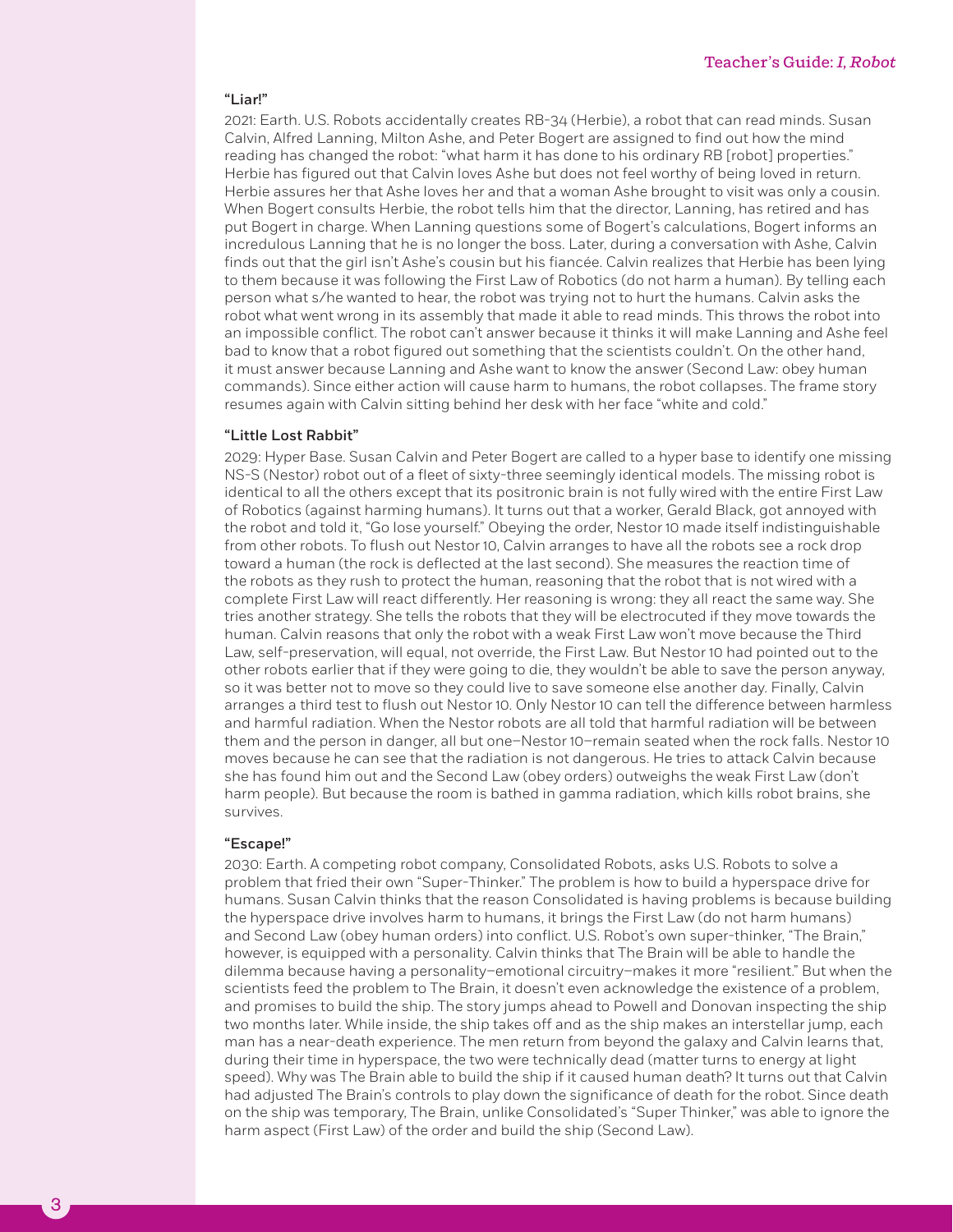### "Liar!"

2021: Earth. U.S. Robots accidentally creates RB-34 (Herbie), a robot that can read minds. Susan Calvin, Alfred Lanning, Milton Ashe, and Peter Bogert are assigned to find out how the mind reading has changed the robot: "what harm it has done to his ordinary RB [robot] properties." Herbie has figured out that Calvin loves Ashe but does not feel worthy of being loved in return. Herbie assures her that Ashe loves her and that a woman Ashe brought to visit was only a cousin. When Bogert consults Herbie, the robot tells him that the director, Lanning, has retired and has put Bogert in charge. When Lanning questions some of Bogert's calculations, Bogert informs an incredulous Lanning that he is no longer the boss. Later, during a conversation with Ashe, Calvin finds out that the girl isn't Ashe's cousin but his fiancée. Calvin realizes that Herbie has been lying to them because it was following the First Law of Robotics (do not harm a human). By telling each person what s/he wanted to hear, the robot was trying not to hurt the humans. Calvin asks the robot what went wrong in its assembly that made it able to read minds. This throws the robot into an impossible conflict. The robot can't answer because it thinks it will make Lanning and Ashe feel bad to know that a robot figured out something that the scientists couldn't. On the other hand, it must answer because Lanning and Ashe want to know the answer (Second Law: obey human commands). Since either action will cause harm to humans, the robot collapses. The frame story resumes again with Calvin sitting behind her desk with her face "white and cold."

### "Little Lost Rabbit"

2029: Hyper Base. Susan Calvin and Peter Bogert are called to a hyper base to identify one missing NS-S (Nestor) robot out of a fleet of sixty-three seemingly identical models. The missing robot is identical to all the others except that its positronic brain is not fully wired with the entire First Law of Robotics (against harming humans). It turns out that a worker, Gerald Black, got annoyed with the robot and told it, "Go lose yourself." Obeying the order, Nestor 10 made itself indistinguishable from other robots. To flush out Nestor 10, Calvin arranges to have all the robots see a rock drop toward a human (the rock is deflected at the last second). She measures the reaction time of the robots as they rush to protect the human, reasoning that the robot that is not wired with a complete First Law will react differently. Her reasoning is wrong: they all react the same way. She tries another strategy. She tells the robots that they will be electrocuted if they move towards the human. Calvin reasons that only the robot with a weak First Law won't move because the Third Law, self-preservation, will equal, not override, the First Law. But Nestor 10 had pointed out to the other robots earlier that if they were going to die, they wouldn't be able to save the person anyway, so it was better not to move so they could live to save someone else another day. Finally, Calvin arranges a third test to flush out Nestor 10. Only Nestor 10 can tell the difference between harmless and harmful radiation. When the Nestor robots are all told that harmful radiation will be between them and the person in danger, all but one—Nestor 10—remain seated when the rock falls. Nestor 10 moves because he can see that the radiation is not dangerous. He tries to attack Calvin because she has found him out and the Second Law (obey orders) outweighs the weak First Law (don't harm people). But because the room is bathed in gamma radiation, which kills robot brains, she survives.

### "Escape!"

2030: Earth. A competing robot company, Consolidated Robots, asks U.S. Robots to solve a problem that fried their own "Super-Thinker." The problem is how to build a hyperspace drive for humans. Susan Calvin thinks that the reason Consolidated is having problems is because building the hyperspace drive involves harm to humans, it brings the First Law (do not harm humans) and Second Law (obey human orders) into conflict. U.S. Robot's own super-thinker, "The Brain," however, is equipped with a personality. Calvin thinks that The Brain will be able to handle the dilemma because having a personality—emotional circuitry—makes it more "resilient." But when the scientists feed the problem to The Brain, it doesn't even acknowledge the existence of a problem, and promises to build the ship. The story jumps ahead to Powell and Donovan inspecting the ship two months later. While inside, the ship takes off and as the ship makes an interstellar jump, each man has a near-death experience. The men return from beyond the galaxy and Calvin learns that, during their time in hyperspace, the two were technically dead (matter turns to energy at light speed). Why was The Brain able to build the ship if it caused human death? It turns out that Calvin had adjusted The Brain's controls to play down the significance of death for the robot. Since death on the ship was temporary, The Brain, unlike Consolidated's "Super Thinker," was able to ignore the harm aspect (First Law) of the order and build the ship (Second Law).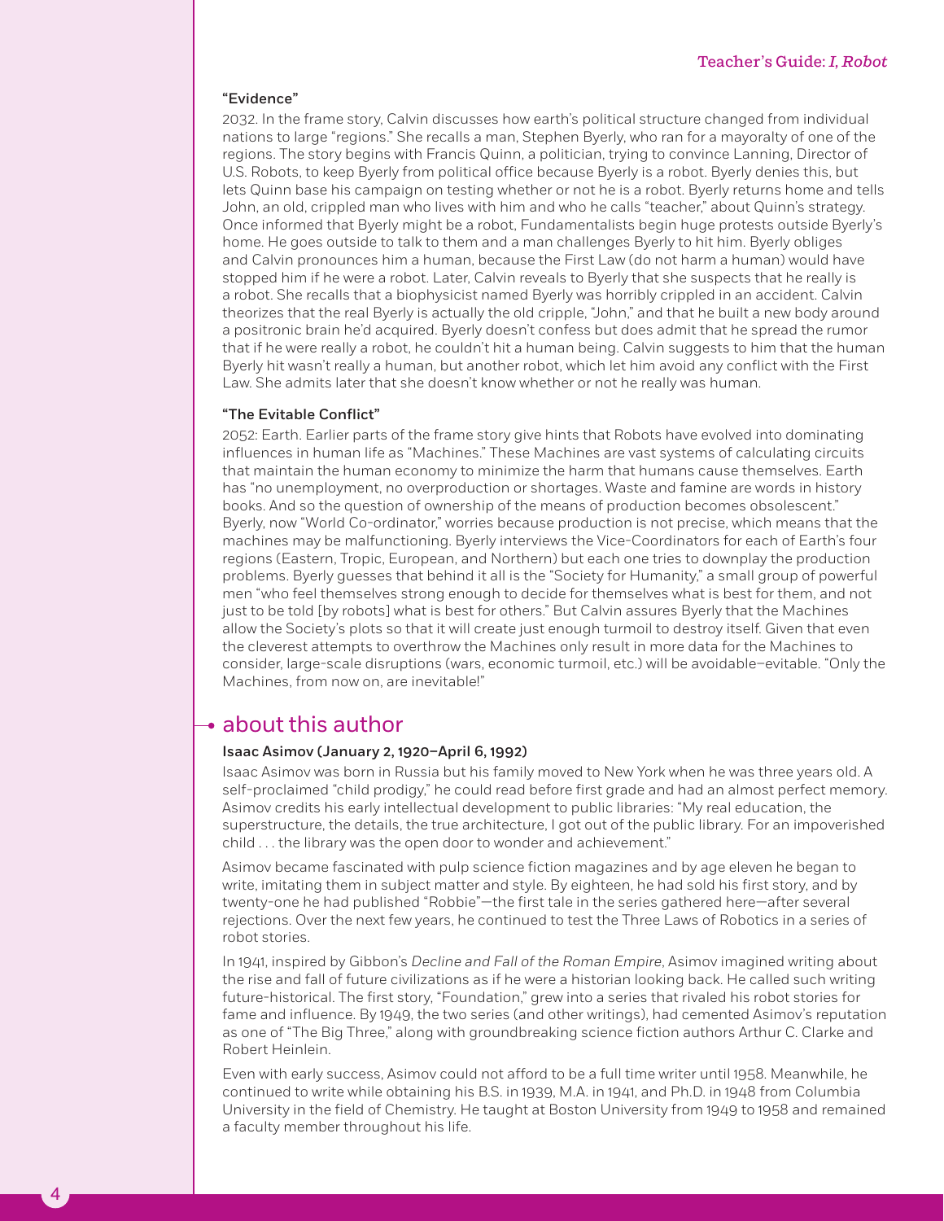### "Evidence"

2032. In the frame story, Calvin discusses how earth's political structure changed from individual nations to large "regions." She recalls a man, Stephen Byerly, who ran for a mayoralty of one of the regions. The story begins with Francis Quinn, a politician, trying to convince Lanning, Director of U.S. Robots, to keep Byerly from political office because Byerly is a robot. Byerly denies this, but lets Quinn base his campaign on testing whether or not he is a robot. Byerly returns home and tells John, an old, crippled man who lives with him and who he calls "teacher," about Quinn's strategy. Once informed that Byerly might be a robot, Fundamentalists begin huge protests outside Byerly's home. He goes outside to talk to them and a man challenges Byerly to hit him. Byerly obliges and Calvin pronounces him a human, because the First Law (do not harm a human) would have stopped him if he were a robot. Later, Calvin reveals to Byerly that she suspects that he really is a robot. She recalls that a biophysicist named Byerly was horribly crippled in an accident. Calvin theorizes that the real Byerly is actually the old cripple, "John," and that he built a new body around a positronic brain he'd acquired. Byerly doesn't confess but does admit that he spread the rumor that if he were really a robot, he couldn't hit a human being. Calvin suggests to him that the human Byerly hit wasn't really a human, but another robot, which let him avoid any conflict with the First Law. She admits later that she doesn't know whether or not he really was human.

### "The Evitable Conflict"

2052: Earth. Earlier parts of the frame story give hints that Robots have evolved into dominating influences in human life as "Machines." These Machines are vast systems of calculating circuits that maintain the human economy to minimize the harm that humans cause themselves. Earth has "no unemployment, no overproduction or shortages. Waste and famine are words in history books. And so the question of ownership of the means of production becomes obsolescent." Byerly, now "World Co-ordinator," worries because production is not precise, which means that the machines may be malfunctioning. Byerly interviews the Vice-Coordinators for each of Earth's four regions (Eastern, Tropic, European, and Northern) but each one tries to downplay the production problems. Byerly guesses that behind it all is the "Society for Humanity," a small group of powerful men "who feel themselves strong enough to decide for themselves what is best for them, and not just to be told [by robots] what is best for others." But Calvin assures Byerly that the Machines allow the Society's plots so that it will create just enough turmoil to destroy itself. Given that even the cleverest attempts to overthrow the Machines only result in more data for the Machines to consider, large-scale disruptions (wars, economic turmoil, etc.) will be avoidable–evitable. "Only the Machines, from now on, are inevitable!"

## about this author

### Isaac Asimov (January 2, 1920–April 6, 1992)

Isaac Asimov was born in Russia but his family moved to New York when he was three years old. A self-proclaimed "child prodigy," he could read before first grade and had an almost perfect memory. Asimov credits his early intellectual development to public libraries: "My real education, the superstructure, the details, the true architecture, I got out of the public library. For an impoverished child . . . the library was the open door to wonder and achievement."

Asimov became fascinated with pulp science fiction magazines and by age eleven he began to write, imitating them in subject matter and style. By eighteen, he had sold his first story, and by twenty-one he had published "Robbie"—the first tale in the series gathered here—after several rejections. Over the next few years, he continued to test the Three Laws of Robotics in a series of robot stories.

In 1941, inspired by Gibbon's *Decline and Fall of the Roman Empire*, Asimov imagined writing about the rise and fall of future civilizations as if he were a historian looking back. He called such writing future-historical. The first story, "Foundation," grew into a series that rivaled his robot stories for fame and influence. By 1949, the two series (and other writings), had cemented Asimov's reputation as one of "The Big Three," along with groundbreaking science fiction authors Arthur C. Clarke and Robert Heinlein.

Even with early success, Asimov could not afford to be a full time writer until 1958. Meanwhile, he continued to write while obtaining his B.S. in 1939, M.A. in 1941, and Ph.D. in 1948 from Columbia University in the field of Chemistry. He taught at Boston University from 1949 to 1958 and remained a faculty member throughout his life.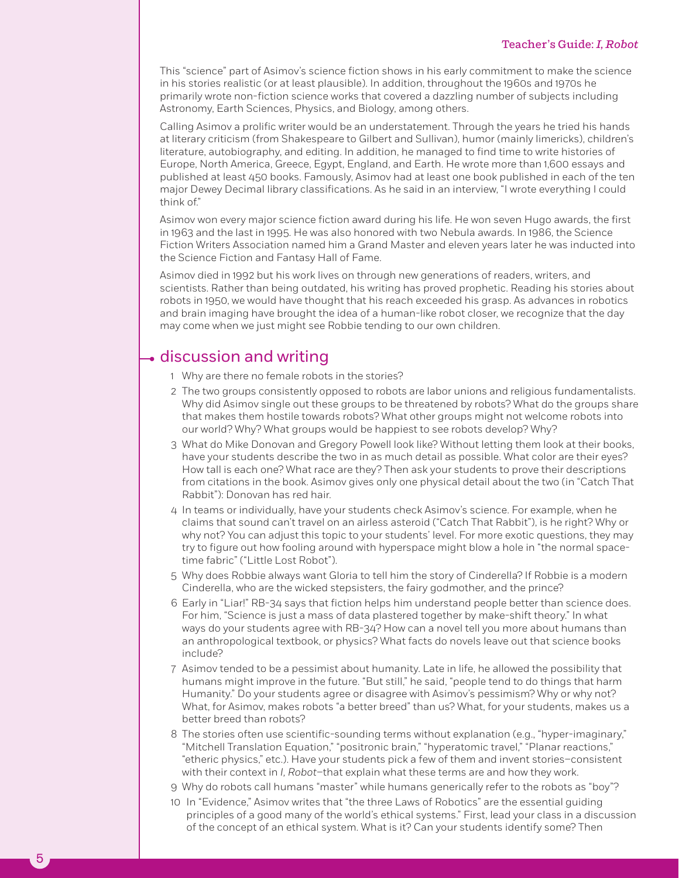This "science" part of Asimov's science fiction shows in his early commitment to make the science in his stories realistic (or at least plausible). In addition, throughout the 1960s and 1970s he primarily wrote non-fiction science works that covered a dazzling number of subjects including Astronomy, Earth Sciences, Physics, and Biology, among others.

Calling Asimov a prolific writer would be an understatement. Through the years he tried his hands at literary criticism (from Shakespeare to Gilbert and Sullivan), humor (mainly limericks), children's literature, autobiography, and editing. In addition, he managed to find time to write histories of Europe, North America, Greece, Egypt, England, and Earth. He wrote more than 1,600 essays and published at least 450 books. Famously, Asimov had at least one book published in each of the ten major Dewey Decimal library classifications. As he said in an interview, "I wrote everything I could think of."

Asimov won every major science fiction award during his life. He won seven Hugo awards, the first in 1963 and the last in 1995. He was also honored with two Nebula awards. In 1986, the Science Fiction Writers Association named him a Grand Master and eleven years later he was inducted into the Science Fiction and Fantasy Hall of Fame.

Asimov died in 1992 but his work lives on through new generations of readers, writers, and scientists. Rather than being outdated, his writing has proved prophetic. Reading his stories about robots in 1950, we would have thought that his reach exceeded his grasp. As advances in robotics and brain imaging have brought the idea of a human-like robot closer, we recognize that the day may come when we just might see Robbie tending to our own children.

## discussion and writing

1. Why are there no female robots in the stories?
2. The two groups consistently opposed to robots are labor unions and religious fundamentalists. Why did Asimov single out these groups to be threatened by robots? What do the groups share that makes them hostile towards robots? What other groups might not welcome robots into our world? Why? What groups would be happiest to see robots develop? Why?
3. What do Mike Donovan and Gregory Powell look like? Without letting them look at their books, have your students describe the two in as much detail as possible. What color are their eyes? How tall is each one? What race are they? Then ask your students to prove their descriptions from citations in the book. Asimov gives only one physical detail about the two (in "Catch That Rabbit"): Donovan has red hair.
4. In teams or individually, have your students check Asimov's science. For example, when he claims that sound can't travel on an airless asteroid ("Catch That Rabbit"), is he right? Why or why not? You can adjust this topic to your students' level. For more exotic questions, they may try to figure out how fooling around with hyperspace might blow a hole in "the normal space-time fabric" ("Little Lost Robot").
5. Why does Robbie always want Gloria to tell him the story of Cinderella? If Robbie is a modern Cinderella, who are the wicked stepsisters, the fairy godmother, and the prince?
6. Early in "Liar!" RB-34 says that fiction helps him understand people better than science does. For him, "Science is just a mass of data plastered together by make-shift theory." In what ways do your students agree with RB-34? How can a novel tell you more about humans than an anthropological textbook, or physics? What facts do novels leave out that science books include?
7. Asimov tended to be a pessimist about humanity. Late in life, he allowed the possibility that humans might improve in the future. "But still," he said, "people tend to do things that harm Humanity." Do your students agree or disagree with Asimov's pessimism? Why or why not? What, for Asimov, makes robots "a better breed" than us? What, for your students, makes us a better breed than robots?
8. The stories often use scientific-sounding terms without explanation (e.g., "hyper-imaginary," "Mitchell Translation Equation," "positronic brain," "hyperatomic travel," "Planar reactions," "etheric physics," etc.). Have your students pick a few of them and invent stories—consistent with their context in *I, Robot*—that explain what these terms are and how they work.
9. Why do robots call humans "master" while humans generically refer to the robots as "boy"?
10. In "Evidence," Asimov writes that "the three Laws of Robotics" are the essential guiding principles of a good many of the world's ethical systems." First, lead your class in a discussion of the concept of an ethical system. What is it? Can your students identify some? Then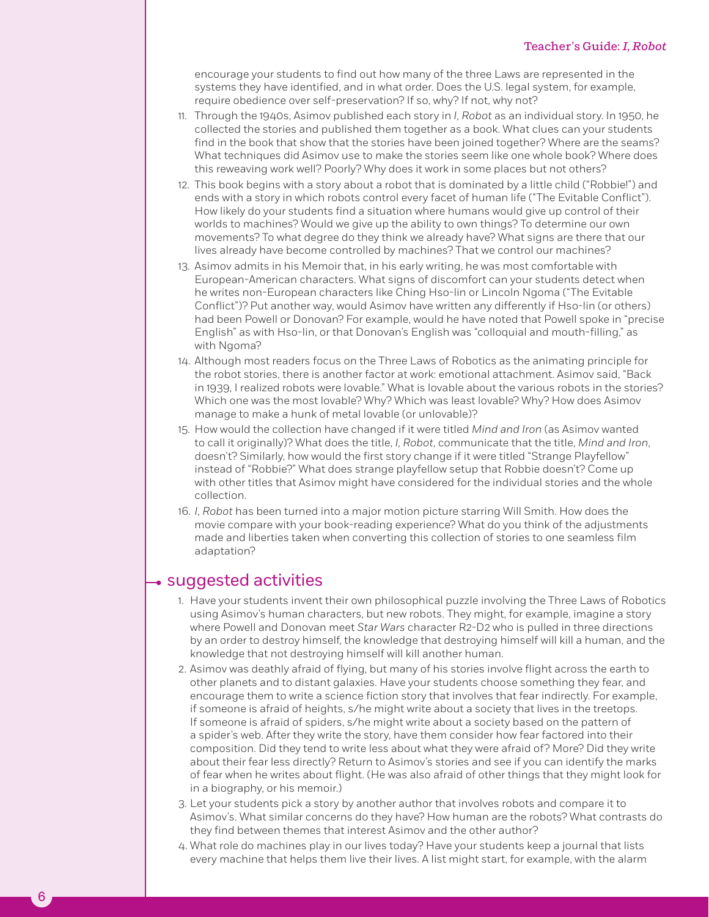encourage your students to find out how many of the three Laws are represented in the systems they have identified, and in what order. Does the U.S. legal system, for example, require obedience over self-preservation? If so, why? If not, why not?

11. Through the 1940s, Asimov published each story in *I, Robot* as an individual story. In 1950, he collected the stories and published them together as a book. What clues can your students find in the book that show that the stories have been joined together? Where are the seams? What techniques did Asimov use to make the stories seem like one whole book? Where does this reweaving work well? Poorly? Why does it work in some places but not others?
12. This book begins with a story about a robot that is dominated by a little child ("Robbie!") and ends with a story in which robots control every facet of human life ("The Evitable Conflict"). How likely do your students find a situation where humans would give up control of their worlds to machines? Would we give up the ability to own things? To determine our own movements? To what degree do they think we already have? What signs are there that our lives already have become controlled by machines? That we control our machines?
13. Asimov admits in his Memoir that, in his early writing, he was most comfortable with European-American characters. What signs of discomfort can your students detect when he writes non-European characters like Ching Hso-lin or Lincoln Ngoma ("The Evitable Conflict")? Put another way, would Asimov have written any differently if Hso-lin (or others) had been Powell or Donovan? For example, would he have noted that Powell spoke in "precise English" as with Hso-lin, or that Donovan's English was "colloquial and mouth-filling," as with Ngoma?
14. Although most readers focus on the Three Laws of Robotics as the animating principle for the robot stories, there is another factor at work: emotional attachment. Asimov said, "Back in 1939, I realized robots were lovable." What is lovable about the various robots in the stories? Which one was the most lovable? Why? Which was least lovable? Why? How does Asimov manage to make a hunk of metal lovable (or unlovable)?
15. How would the collection have changed if it were titled *Mind and Iron* (as Asimov wanted to call it originally)? What does the title, *I, Robot*, communicate that the title, *Mind and Iron*, doesn't? Similarly, how would the first story change if it were titled "Strange Playfellow" instead of "Robbie?" What does strange playfellow setup that Robbie doesn't? Come up with other titles that Asimov might have considered for the individual stories and the whole collection.
16. *I, Robot* has been turned into a major motion picture starring Will Smith. How does the movie compare with your book-reading experience? What do you think of the adjustments made and liberties taken when converting this collection of stories to one seamless film adaptation?

## suggested activities

1. Have your students invent their own philosophical puzzle involving the Three Laws of Robotics using Asimov's human characters, but new robots. They might, for example, imagine a story where Powell and Donovan meet *Star Wars* character R2-D2 who is pulled in three directions by an order to destroy himself, the knowledge that destroying himself will kill a human, and the knowledge that not destroying himself will kill another human.
2. Asimov was deathly afraid of flying, but many of his stories involve flight across the earth to other planets and to distant galaxies. Have your students choose something they fear, and encourage them to write a science fiction story that involves that fear indirectly. For example, if someone is afraid of heights, s/he might write about a society that lives in the treetops. If someone is afraid of spiders, s/he might write about a society based on the pattern of a spider's web. After they write the story, have them consider how fear factored into their composition. Did they tend to write less about what they were afraid of? More? Did they write about their fear less directly? Return to Asimov's stories and see if you can identify the marks of fear when he writes about flight. (He was also afraid of other things that they might look for in a biography, or his memoir.)
3. Let your students pick a story by another author that involves robots and compare it to Asimov's. What similar concerns do they have? How human are the robots? What contrasts do they find between themes that interest Asimov and the other author?
4. What role do machines play in our lives today? Have your students keep a journal that lists every machine that helps them live their lives. A list might start, for example, with the alarm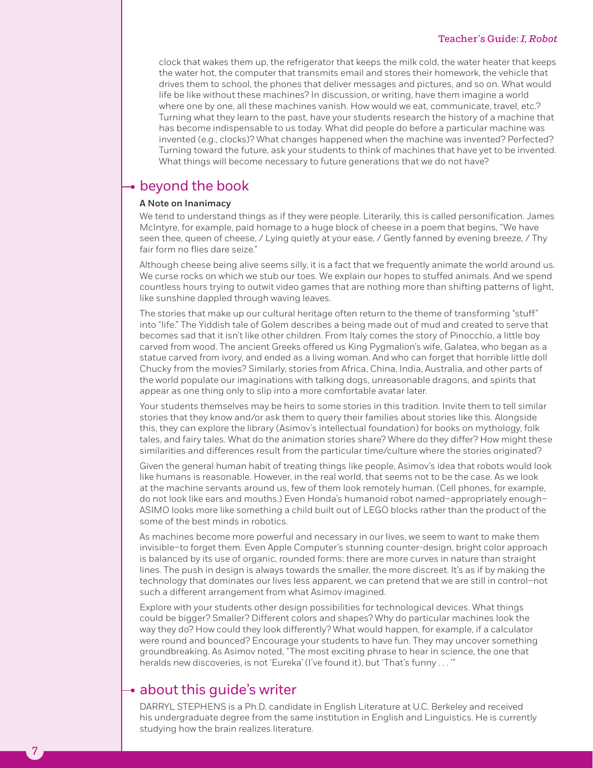clock that wakes them up, the refrigerator that keeps the milk cold, the water heater that keeps the water hot, the computer that transmits email and stores their homework, the vehicle that drives them to school, the phones that deliver messages and pictures, and so on. What would life be like without these machines? In discussion, or writing, have them imagine a world where one by one, all these machines vanish. How would we eat, communicate, travel, etc.? Turning what they learn to the past, have your students research the history of a machine that has become indispensable to us today. What did people do before a particular machine was invented (e.g., clocks)? What changes happened when the machine was invented? Perfected? Turning toward the future, ask your students to think of machines that have yet to be invented. What things will become necessary to future generations that we do not have?

## beyond the book

### A Note on Inanimacy

We tend to understand things as if they were people. Literarily, this is called personification. James McIntyre, for example, paid homage to a huge block of cheese in a poem that begins, "We have seen thee, queen of cheese, / Lying quietly at your ease, / Gently fanned by evening breeze, / Thy fair form no flies dare seize."

Although cheese being alive seems silly, it is a fact that we frequently animate the world around us. We curse rocks on which we stub our toes. We explain our hopes to stuffed animals. And we spend countless hours trying to outwit video games that are nothing more than shifting patterns of light, like sunshine dappled through waving leaves.

The stories that make up our cultural heritage often return to the theme of transforming "stuff" into "life." The Yiddish tale of Golem describes a being made out of mud and created to serve that becomes sad that it isn't like other children. From Italy comes the story of Pinocchio, a little boy carved from wood. The ancient Greeks offered us King Pygmalion's wife, Galatea, who began as a statue carved from ivory, and ended as a living woman. And who can forget that horrible little doll Chucky from the movies? Similarly, stories from Africa, China, India, Australia, and other parts of the world populate our imaginations with talking dogs, unreasonable dragons, and spirits that appear as one thing only to slip into a more comfortable avatar later.

Your students themselves may be heirs to some stories in this tradition. Invite them to tell similar stories that they know and/or ask them to query their families about stories like this. Alongside this, they can explore the library (Asimov's intellectual foundation) for books on mythology, folk tales, and fairy tales. What do the animation stories share? Where do they differ? How might these similarities and differences result from the particular time/culture where the stories originated?

Given the general human habit of treating things like people, Asimov's idea that robots would look like humans is reasonable. However, in the real world, that seems not to be the case. As we look at the machine servants around us, few of them look remotely human. (Cell phones, for example, do not look like ears and mouths.) Even Honda's humanoid robot named—appropriately enough—ASIMO looks more like something a child built out of LEGO blocks rather than the product of the some of the best minds in robotics.

As machines become more powerful and necessary in our lives, we seem to want to make them invisible—to forget them. Even Apple Computer's stunning counter-design, bright color approach is balanced by its use of organic, rounded forms: there are more curves in nature than straight lines. The push in design is always towards the smaller, the more discreet. It's as if by making the technology that dominates our lives less apparent, we can pretend that we are still in control—not such a different arrangement from what Asimov imagined.

Explore with your students other design possibilities for technological devices. What things could be bigger? Smaller? Different colors and shapes? Why do particular machines look the way they do? How could they look differently? What would happen, for example, if a calculator were round and bounced? Encourage your students to have fun. They may uncover something groundbreaking. As Asimov noted, "The most exciting phrase to hear in science, the one that heralds new discoveries, is not 'Eureka' (I've found it), but 'That's funny . . . '"

## about this guide's writer

DARRYL STEPHENS is a Ph.D. candidate in English Literature at U.C. Berkeley and received his undergraduate degree from the same institution in English and Linguistics. He is currently studying how the brain realizes literature.